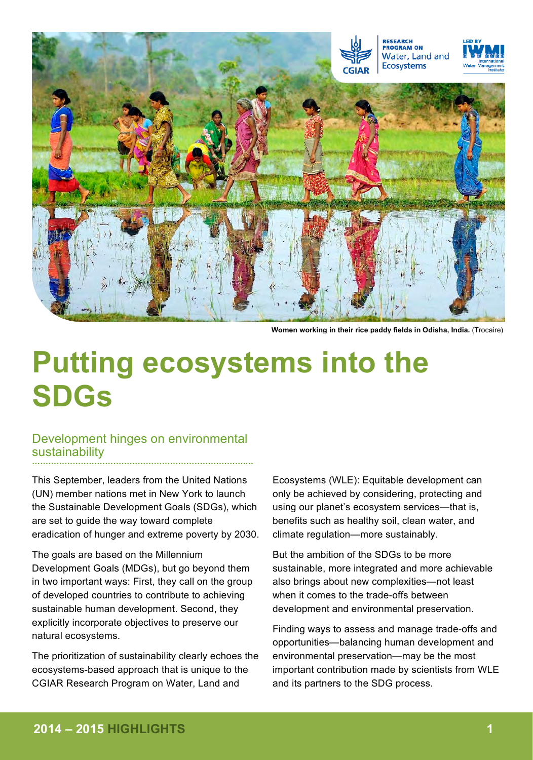Women working in their rice paddy fields in Odisha, India. (Trocaire)

# Putting ecosystems into the SDGs

## Development hinges on environmental sustainability

This September, leaders from the United Nations (UN) member nations met in New York to launch the Sustainable Development Goals (SDGs), which are set to guide the way toward complete eradication of hunger and extreme poverty by 2030.

The goals are based on the Millennium Development Goals (MDGs), but go beyond them in two important ways: First, they call on the group of developed countries to contribute to achieving sustainable human development. Second, they explicitly incorporate objectives to preserve our natural ecosystems.

The prioritization of sustainability clearly echoes the ecosystems-based approach that is unique to the CGIAR Research Program on Water, Land and Ecosystems (WLE): Equitable development can only be achieved by considering, protecting and using our planet's ecosystem services—that is, benefits such as healthy soil, clean water, and climate regulation—more sustainably.

But the ambition of the SDGs to be more sustainable, more integrated and more achievable also brings about new complexities—not least when it comes to the trade-offs between development and environmental preservation.

Finding ways to assess and manage trade-offs and opportunities—balancing human development and environmental preservation—may be the most important contribution made by scientists from WLE and its partners to the SDG process.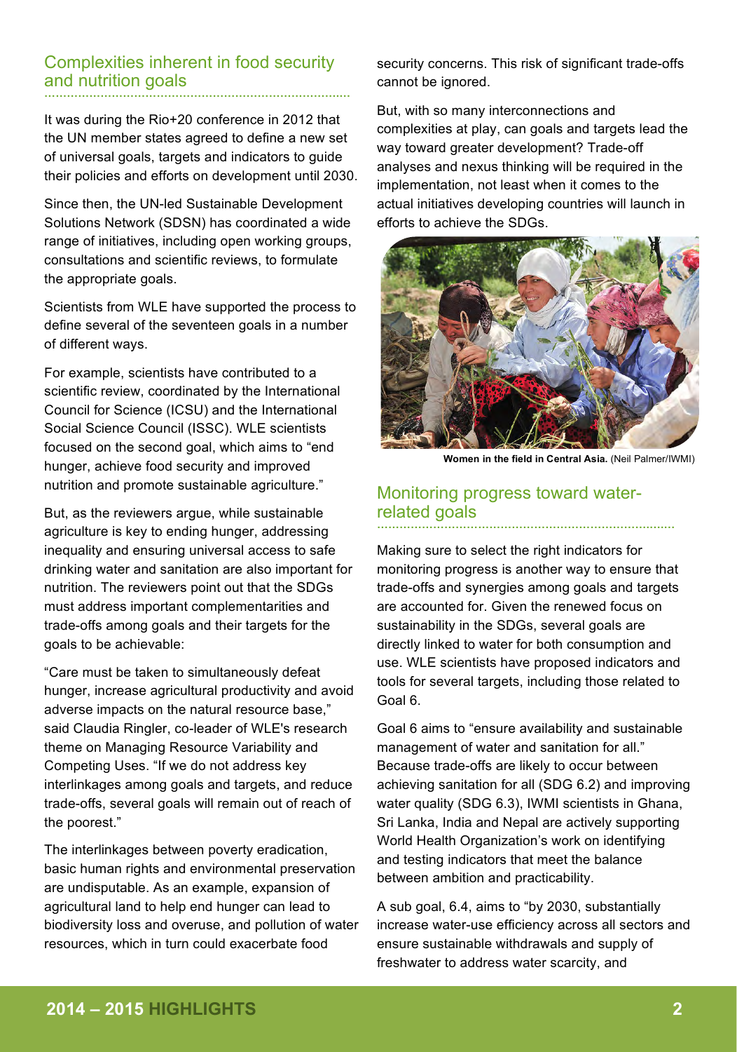## Complexities inherent in food security and nutrition goals

It was during the Rio+20 conference in 2012 that the UN member states agreed to define a new set of universal goals, targets and indicators to guide their policies and efforts on development until 2030.

Since then, the UN-led Sustainable Development Solutions Network (SDSN) has coordinated a wide range of initiatives, including open working groups, consultations and scientific reviews, to formulate the appropriate goals.

Scientists from WLE have supported the process to define several of the seventeen goals in a number of different ways.

For example, scientists have contributed to a scientific review, coordinated by the International Council for Science (ICSU) and the International Social Science Council (ISSC). WLE scientists focused on the second goal, which aims to "end hunger, achieve food security and improved nutrition and promote sustainable agriculture."

But, as the reviewers argue, while sustainable agriculture is key to ending hunger, addressing inequality and ensuring universal access to safe drinking water and sanitation are also important for nutrition. The reviewers point out that the SDGs must address important complementarities and trade-offs among goals and their targets for the goals to be achievable:

"Care must be taken to simultaneously defeat hunger, increase agricultural productivity and avoid adverse impacts on the natural resource base," said Claudia Ringler, co-leader of WLE's research theme on Managing Resource Variability and Competing Uses. "If we do not address key interlinkages among goals and targets, and reduce trade-offs, several goals will remain out of reach of the poorest."

The interlinkages between poverty eradication, basic human rights and environmental preservation are undisputable. As an example, expansion of agricultural land to help end hunger can lead to biodiversity loss and overuse, and pollution of water resources, which in turn could exacerbate food security concerns. This risk of significant trade-offs cannot be ignored.

But, with so many interconnections and complexities at play, can goals and targets lead the way toward greater development? Trade-off analyses and nexus thinking will be required in the implementation, not least when it comes to the actual initiatives developing countries will launch in efforts to achieve the SDGs.

**Women in the field in Central Asia.** (Neil Palmer/IWMI)

## Monitoring progress toward water-related goals

Making sure to select the right indicators for monitoring progress is another way to ensure that trade-offs and synergies among goals and targets are accounted for. Given the renewed focus on sustainability in the SDGs, several goals are directly linked to water for both consumption and use. WLE scientists have proposed indicators and tools for several targets, including those related to Goal 6.

Goal 6 aims to "ensure availability and sustainable management of water and sanitation for all." Because trade-offs are likely to occur between achieving sanitation for all (SDG 6.2) and improving water quality (SDG 6.3), IWMI scientists in Ghana, Sri Lanka, India and Nepal are actively supporting World Health Organization's work on identifying and testing indicators that meet the balance between ambition and practicability.

A sub goal, 6.4, aims to "by 2030, substantially increase water-use efficiency across all sectors and ensure sustainable withdrawals and supply of freshwater to address water scarcity, and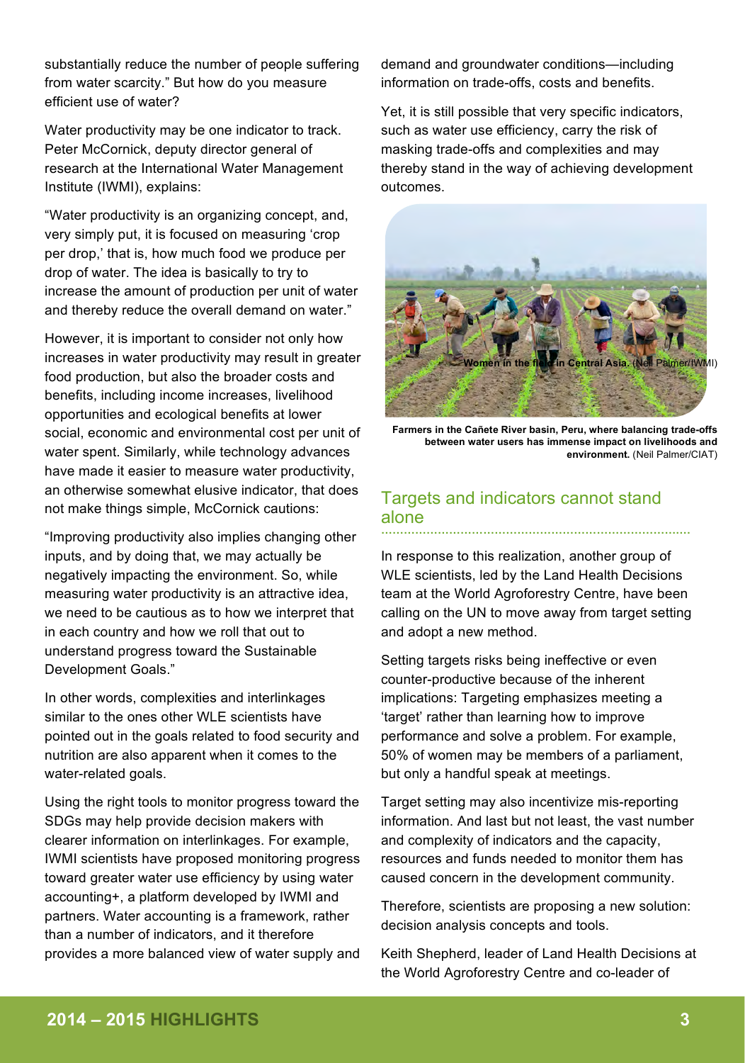substantially reduce the number of people suffering from water scarcity." But how do you measure efficient use of water?

Water productivity may be one indicator to track. Peter McCornick, deputy director general of research at the International Water Management Institute (IWMI), explains:

"Water productivity is an organizing concept, and, very simply put, it is focused on measuring 'crop per drop,' that is, how much food we produce per drop of water. The idea is basically to try to increase the amount of production per unit of water and thereby reduce the overall demand on water."

However, it is important to consider not only how increases in water productivity may result in greater food production, but also the broader costs and benefits, including income increases, livelihood opportunities and ecological benefits at lower social, economic and environmental cost per unit of water spent. Similarly, while technology advances have made it easier to measure water productivity, an otherwise somewhat elusive indicator, that does not make things simple, McCornick cautions:

"Improving productivity also implies changing other inputs, and by doing that, we may actually be negatively impacting the environment. So, while measuring water productivity is an attractive idea, we need to be cautious as to how we interpret that in each country and how we roll that out to understand progress toward the Sustainable Development Goals."

In other words, complexities and interlinkages similar to the ones other WLE scientists have pointed out in the goals related to food security and nutrition are also apparent when it comes to the water-related goals.

Using the right tools to monitor progress toward the SDGs may help provide decision makers with clearer information on interlinkages. For example, IWMI scientists have proposed monitoring progress toward greater water use efficiency by using water accounting+, a platform developed by IWMI and partners. Water accounting is a framework, rather than a number of indicators, and it therefore provides a more balanced view of water supply and demand and groundwater conditions—including information on trade-offs, costs and benefits.

Yet, it is still possible that very specific indicators, such as water use efficiency, carry the risk of masking trade-offs and complexities and may thereby stand in the way of achieving development outcomes.

**Women in the field in Central Asia.** (Neil Palmer/IWMI)

**Farmers in the Cañete River basin, Peru, where balancing trade-offs between water users has immense impact on livelihoods and environment.** (Neil Palmer/CIAT)

## Targets and indicators cannot stand alone

In response to this realization, another group of WLE scientists, led by the Land Health Decisions team at the World Agroforestry Centre, have been calling on the UN to move away from target setting and adopt a new method.

Setting targets risks being ineffective or even counter-productive because of the inherent implications: Targeting emphasizes meeting a 'target' rather than learning how to improve performance and solve a problem. For example, 50% of women may be members of a parliament, but only a handful speak at meetings.

Target setting may also incentivize mis-reporting information. And last but not least, the vast number and complexity of indicators and the capacity, resources and funds needed to monitor them has caused concern in the development community.

Therefore, scientists are proposing a new solution: decision analysis concepts and tools.

Keith Shepherd, leader of Land Health Decisions at the World Agroforestry Centre and co-leader of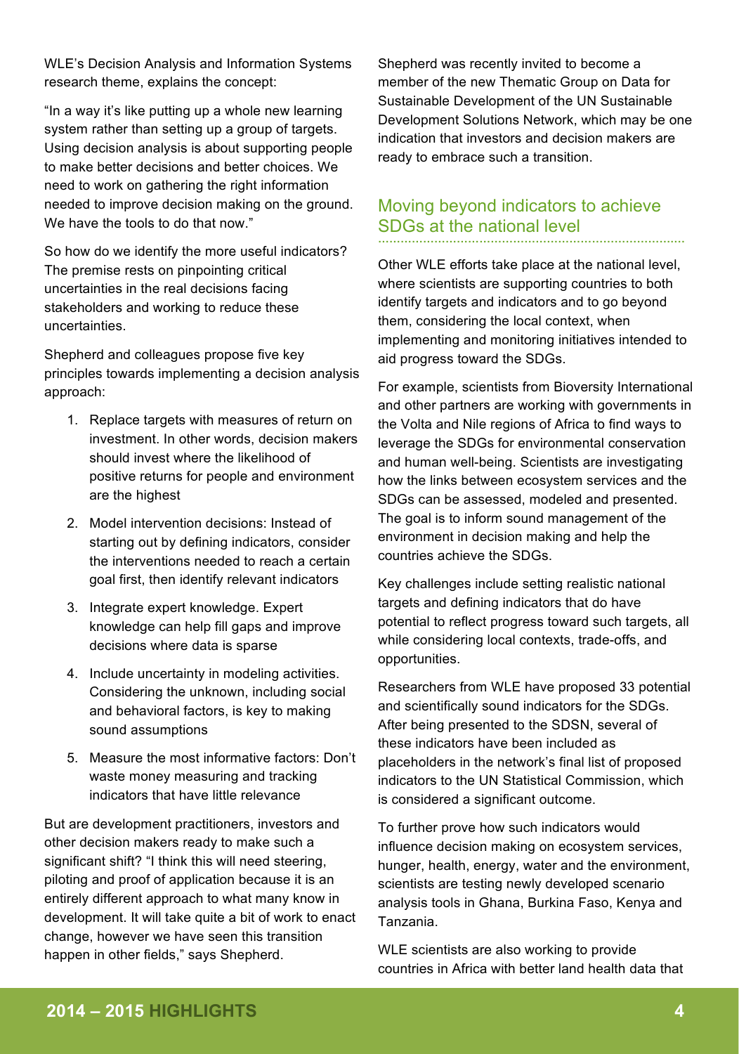WLE's Decision Analysis and Information Systems research theme, explains the concept:

"In a way it's like putting up a whole new learning system rather than setting up a group of targets. Using decision analysis is about supporting people to make better decisions and better choices. We need to work on gathering the right information needed to improve decision making on the ground. We have the tools to do that now."

So how do we identify the more useful indicators? The premise rests on pinpointing critical uncertainties in the real decisions facing stakeholders and working to reduce these uncertainties.

Shepherd and colleagues propose five key principles towards implementing a decision analysis approach:

1. Replace targets with measures of return on investment. In other words, decision makers should invest where the likelihood of positive returns for people and environment are the highest
2. Model intervention decisions: Instead of starting out by defining indicators, consider the interventions needed to reach a certain goal first, then identify relevant indicators
3. Integrate expert knowledge. Expert knowledge can help fill gaps and improve decisions where data is sparse
4. Include uncertainty in modeling activities. Considering the unknown, including social and behavioral factors, is key to making sound assumptions
5. Measure the most informative factors: Don't waste money measuring and tracking indicators that have little relevance

But are development practitioners, investors and other decision makers ready to make such a significant shift? "I think this will need steering, piloting and proof of application because it is an entirely different approach to what many know in development. It will take quite a bit of work to enact change, however we have seen this transition happen in other fields," says Shepherd.

Shepherd was recently invited to become a member of the new Thematic Group on Data for Sustainable Development of the UN Sustainable Development Solutions Network, which may be one indication that investors and decision makers are ready to embrace such a transition.

## Moving beyond indicators to achieve SDGs at the national level

Other WLE efforts take place at the national level, where scientists are supporting countries to both identify targets and indicators and to go beyond them, considering the local context, when implementing and monitoring initiatives intended to aid progress toward the SDGs.

For example, scientists from Bioversity International and other partners are working with governments in the Volta and Nile regions of Africa to find ways to leverage the SDGs for environmental conservation and human well-being. Scientists are investigating how the links between ecosystem services and the SDGs can be assessed, modeled and presented. The goal is to inform sound management of the environment in decision making and help the countries achieve the SDGs.

Key challenges include setting realistic national targets and defining indicators that do have potential to reflect progress toward such targets, all while considering local contexts, trade-offs, and opportunities.

Researchers from WLE have proposed 33 potential and scientifically sound indicators for the SDGs. After being presented to the SDSN, several of these indicators have been included as placeholders in the network's final list of proposed indicators to the UN Statistical Commission, which is considered a significant outcome.

To further prove how such indicators would influence decision making on ecosystem services, hunger, health, energy, water and the environment, scientists are testing newly developed scenario analysis tools in Ghana, Burkina Faso, Kenya and Tanzania.

WLE scientists are also working to provide countries in Africa with better land health data that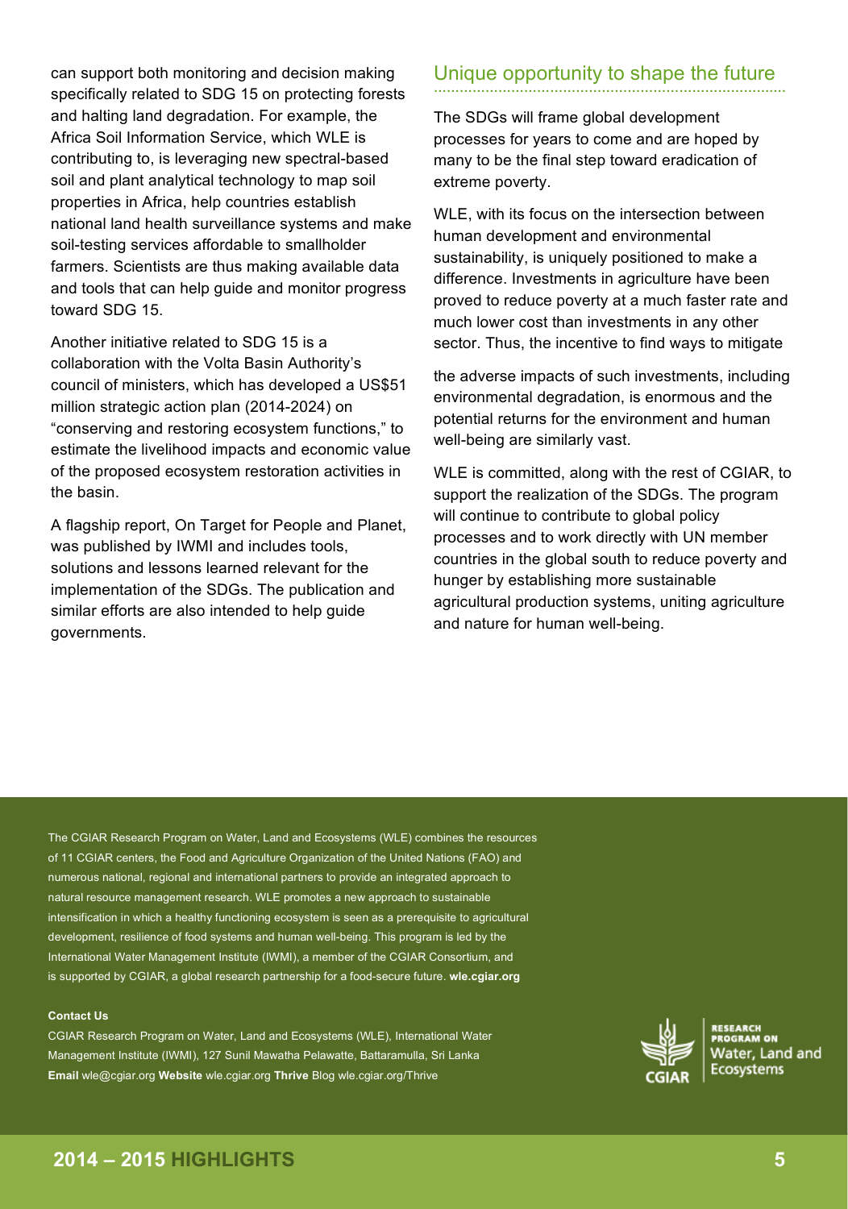can support both monitoring and decision making specifically related to SDG 15 on protecting forests and halting land degradation. For example, the Africa Soil Information Service, which WLE is contributing to, is leveraging new spectral-based soil and plant analytical technology to map soil properties in Africa, help countries establish national land health surveillance systems and make soil-testing services affordable to smallholder farmers. Scientists are thus making available data and tools that can help guide and monitor progress toward SDG 15.

Another initiative related to SDG 15 is a collaboration with the Volta Basin Authority's council of ministers, which has developed a US$51 million strategic action plan (2014-2024) on "conserving and restoring ecosystem functions," to estimate the livelihood impacts and economic value of the proposed ecosystem restoration activities in the basin.

A flagship report, On Target for People and Planet, was published by IWMI and includes tools, solutions and lessons learned relevant for the implementation of the SDGs. The publication and similar efforts are also intended to help guide governments.

## Unique opportunity to shape the future

The SDGs will frame global development processes for years to come and are hoped by many to be the final step toward eradication of extreme poverty.

WLE, with its focus on the intersection between human development and environmental sustainability, is uniquely positioned to make a difference. Investments in agriculture have been proved to reduce poverty at a much faster rate and much lower cost than investments in any other sector. Thus, the incentive to find ways to mitigate the adverse impacts of such investments, including environmental degradation, is enormous and the potential returns for the environment and human well-being are similarly vast.

WLE is committed, along with the rest of CGIAR, to support the realization of the SDGs. The program will continue to contribute to global policy processes and to work directly with UN member countries in the global south to reduce poverty and hunger by establishing more sustainable agricultural production systems, uniting agriculture and nature for human well-being.

The CGIAR Research Program on Water, Land and Ecosystems (WLE) combines the resources of 11 CGIAR centers, the Food and Agriculture Organization of the United Nations (FAO) and numerous national, regional and international partners to provide an integrated approach to natural resource management research. WLE promotes a new approach to sustainable intensification in which a healthy functioning ecosystem is seen as a prerequisite to agricultural development, resilience of food systems and human well-being. This program is led by the International Water Management Institute (IWMI), a member of the CGIAR Consortium, and is supported by CGIAR, a global research partnership for a food-secure future. **wle.cgiar.org**

**Contact Us**

CGIAR Research Program on Water, Land and Ecosystems (WLE), International Water Management Institute (IWMI), 127 Sunil Mawatha Pelawatte, Battaramulla, Sri Lanka
**Email** wle@cgiar.org **Website** wle.cgiar.org **Thrive** Blog wle.cgiar.org/Thrive

CGIAR | RESEARCH PROGRAM ON Water, Land and Ecosystems